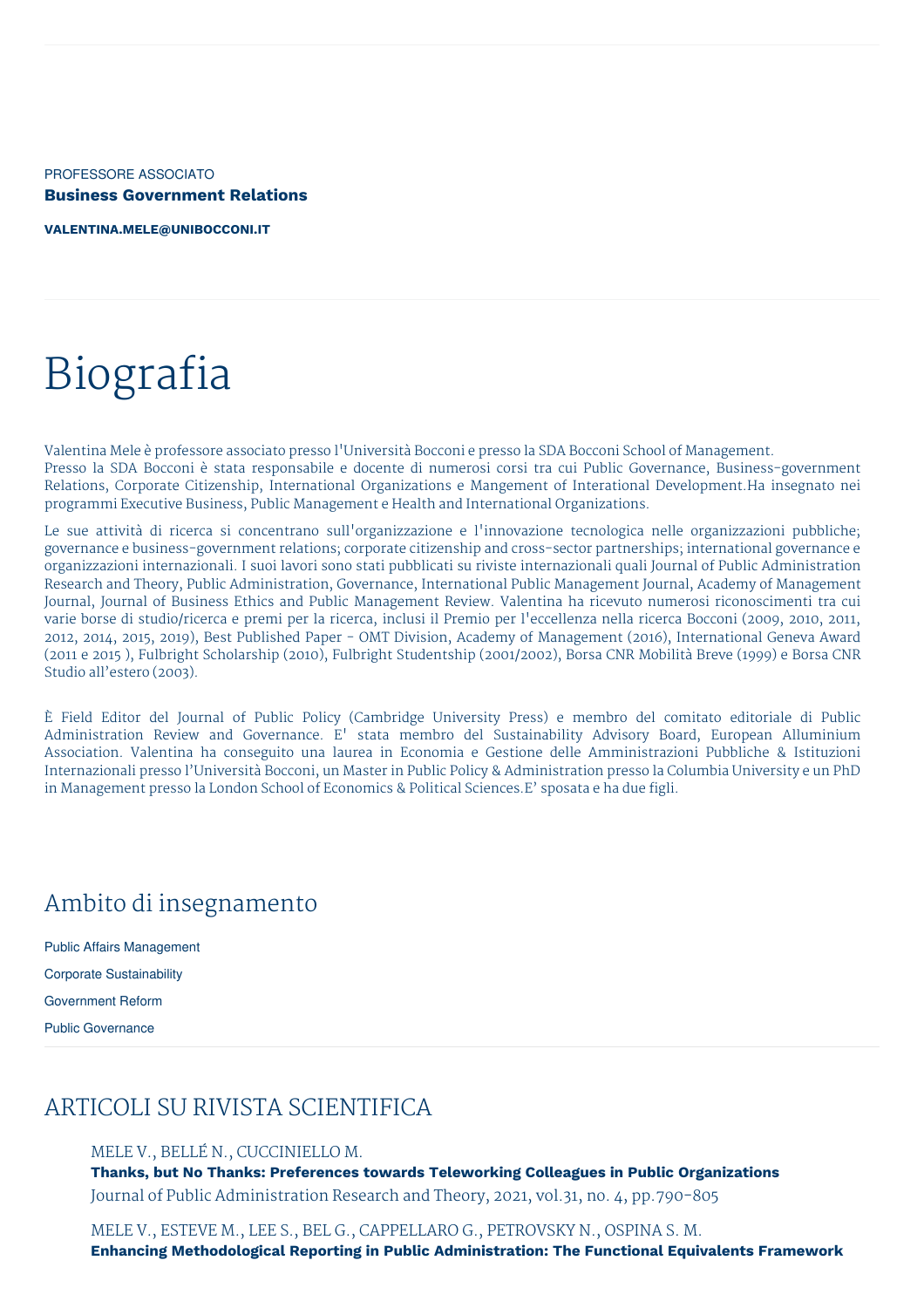PROFESSORE ASSOCIATO

**Business Government Relations**

**VALENTINA.MELE@UNIBOCCONI.IT**

# Biografia

Valentina Mele è professore associato presso l'Università Bocconi e presso la SDA Bocconi School of Management.
Presso la SDA Bocconi è stata responsabile e docente di numerosi corsi tra cui Public Governance, Business-government Relations, Corporate Citizenship, International Organizations e Mangement of Interational Development.Ha insegnato nei programmi Executive Business, Public Management e Health and International Organizations.

Le sue attività di ricerca si concentrano sull'organizzazione e l'innovazione tecnologica nelle organizzazioni pubbliche; governance e business-government relations; corporate citizenship and cross-sector partnerships; international governance e organizzazioni internazionali. I suoi lavori sono stati pubblicati su riviste internazionali quali Journal of Public Administration Research and Theory, Public Administration, Governance, International Public Management Journal, Academy of Management Journal, Journal of Business Ethics and Public Management Review. Valentina ha ricevuto numerosi riconoscimenti tra cui varie borse di studio/ricerca e premi per la ricerca, inclusi il Premio per l'eccellenza nella ricerca Bocconi (2009, 2010, 2011, 2012, 2014, 2015, 2019), Best Published Paper - OMT Division, Academy of Management (2016), International Geneva Award (2011 e 2015 ), Fulbright Scholarship (2010), Fulbright Studentship (2001/2002), Borsa CNR Mobilità Breve (1999) e Borsa CNR Studio all'estero (2003).

È Field Editor del Journal of Public Policy (Cambridge University Press) e membro del comitato editoriale di Public Administration Review and Governance. E' stata membro del Sustainability Advisory Board, European Alluminium Association. Valentina ha conseguito una laurea in Economia e Gestione delle Amministrazioni Pubbliche & Istituzioni Internazionali presso l'Università Bocconi, un Master in Public Policy & Administration presso la Columbia University e un PhD in Management presso la London School of Economics & Political Sciences.E' sposata e ha due figli.

## Ambito di insegnamento

Public Affairs Management

Corporate Sustainability

Government Reform

Public Governance

## ARTICOLI SU RIVISTA SCIENTIFICA

MELE V., BELLÉ N., CUCCINIELLO M.
**Thanks, but No Thanks: Preferences towards Teleworking Colleagues in Public Organizations**
Journal of Public Administration Research and Theory, 2021, vol.31, no. 4, pp.790-805

MELE V., ESTEVE M., LEE S., BEL G., CAPPELLARO G., PETROVSKY N., OSPINA S. M.
**Enhancing Methodological Reporting in Public Administration: The Functional Equivalents Framework**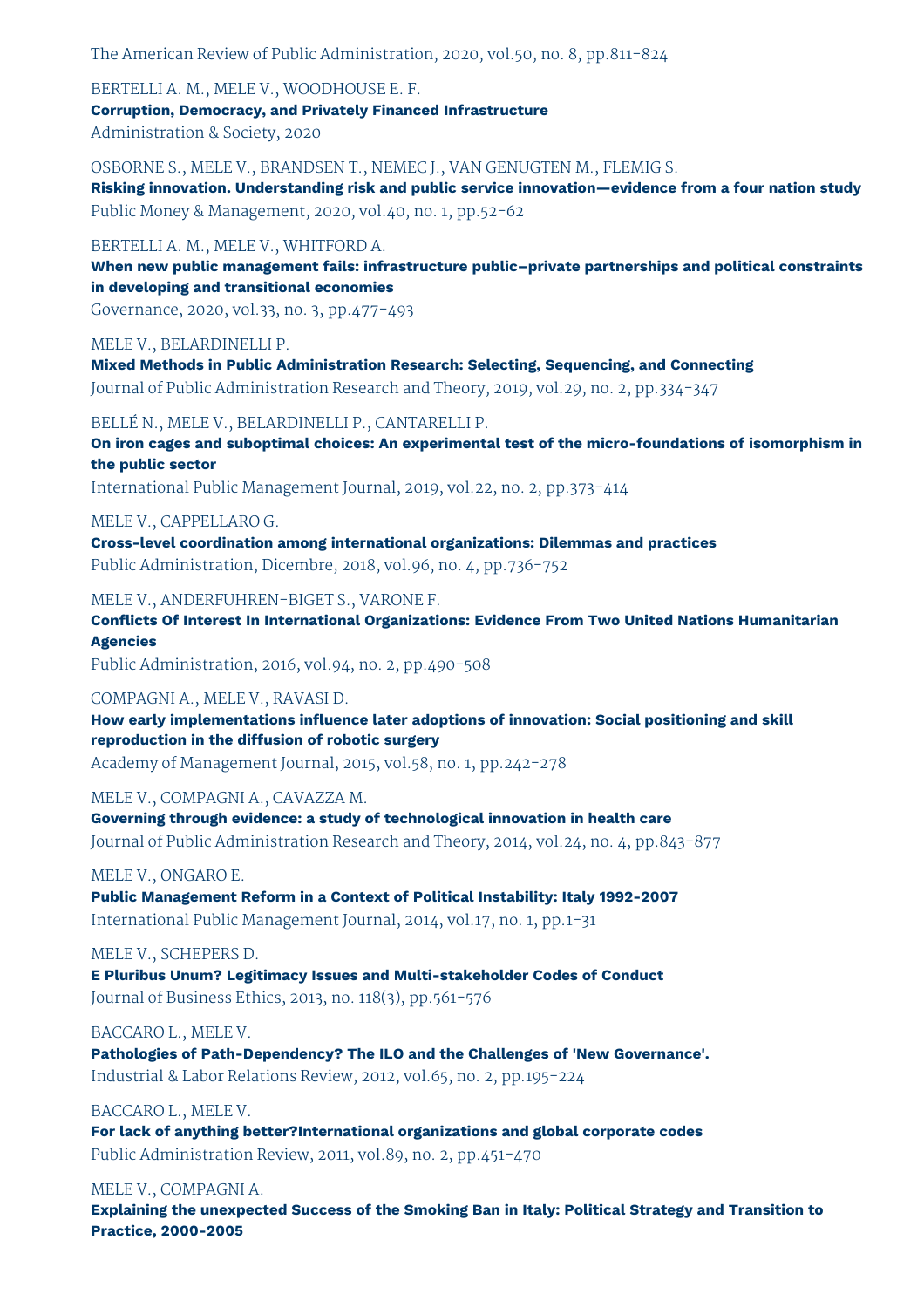The American Review of Public Administration, 2020, vol.50, no. 8, pp.811-824

BERTELLI A. M., MELE V., WOODHOUSE E. F.
**Corruption, Democracy, and Privately Financed Infrastructure**
Administration & Society, 2020

OSBORNE S., MELE V., BRANDSEN T., NEMEC J., VAN GENUGTEN M., FLEMIG S.
**Risking innovation. Understanding risk and public service innovation—evidence from a four nation study**
Public Money & Management, 2020, vol.40, no. 1, pp.52-62

BERTELLI A. M., MELE V., WHITFORD A.
**When new public management fails: infrastructure public–private partnerships and political constraints in developing and transitional economies**
Governance, 2020, vol.33, no. 3, pp.477-493

MELE V., BELARDINELLI P.
**Mixed Methods in Public Administration Research: Selecting, Sequencing, and Connecting**
Journal of Public Administration Research and Theory, 2019, vol.29, no. 2, pp.334-347

BELLÉ N., MELE V., BELARDINELLI P., CANTARELLI P.
**On iron cages and suboptimal choices: An experimental test of the micro-foundations of isomorphism in the public sector**
International Public Management Journal, 2019, vol.22, no. 2, pp.373-414

MELE V., CAPPELLARO G.
**Cross-level coordination among international organizations: Dilemmas and practices**
Public Administration, Dicembre, 2018, vol.96, no. 4, pp.736-752

MELE V., ANDERFUHREN-BIGET S., VARONE F.
**Conflicts Of Interest In International Organizations: Evidence From Two United Nations Humanitarian Agencies**
Public Administration, 2016, vol.94, no. 2, pp.490-508

COMPAGNI A., MELE V., RAVASI D.
**How early implementations influence later adoptions of innovation: Social positioning and skill reproduction in the diffusion of robotic surgery**
Academy of Management Journal, 2015, vol.58, no. 1, pp.242-278

MELE V., COMPAGNI A., CAVAZZA M.
**Governing through evidence: a study of technological innovation in health care**
Journal of Public Administration Research and Theory, 2014, vol.24, no. 4, pp.843-877

MELE V., ONGARO E.
**Public Management Reform in a Context of Political Instability: Italy 1992-2007**
International Public Management Journal, 2014, vol.17, no. 1, pp.1-31

MELE V., SCHEPERS D.
**E Pluribus Unum? Legitimacy Issues and Multi-stakeholder Codes of Conduct**
Journal of Business Ethics, 2013, no. 118(3), pp.561-576

BACCARO L., MELE V.
**Pathologies of Path-Dependency? The ILO and the Challenges of 'New Governance'.**
Industrial & Labor Relations Review, 2012, vol.65, no. 2, pp.195-224

BACCARO L., MELE V.
**For lack of anything better?International organizations and global corporate codes**
Public Administration Review, 2011, vol.89, no. 2, pp.451-470

MELE V., COMPAGNI A.
**Explaining the unexpected Success of the Smoking Ban in Italy: Political Strategy and Transition to Practice, 2000-2005**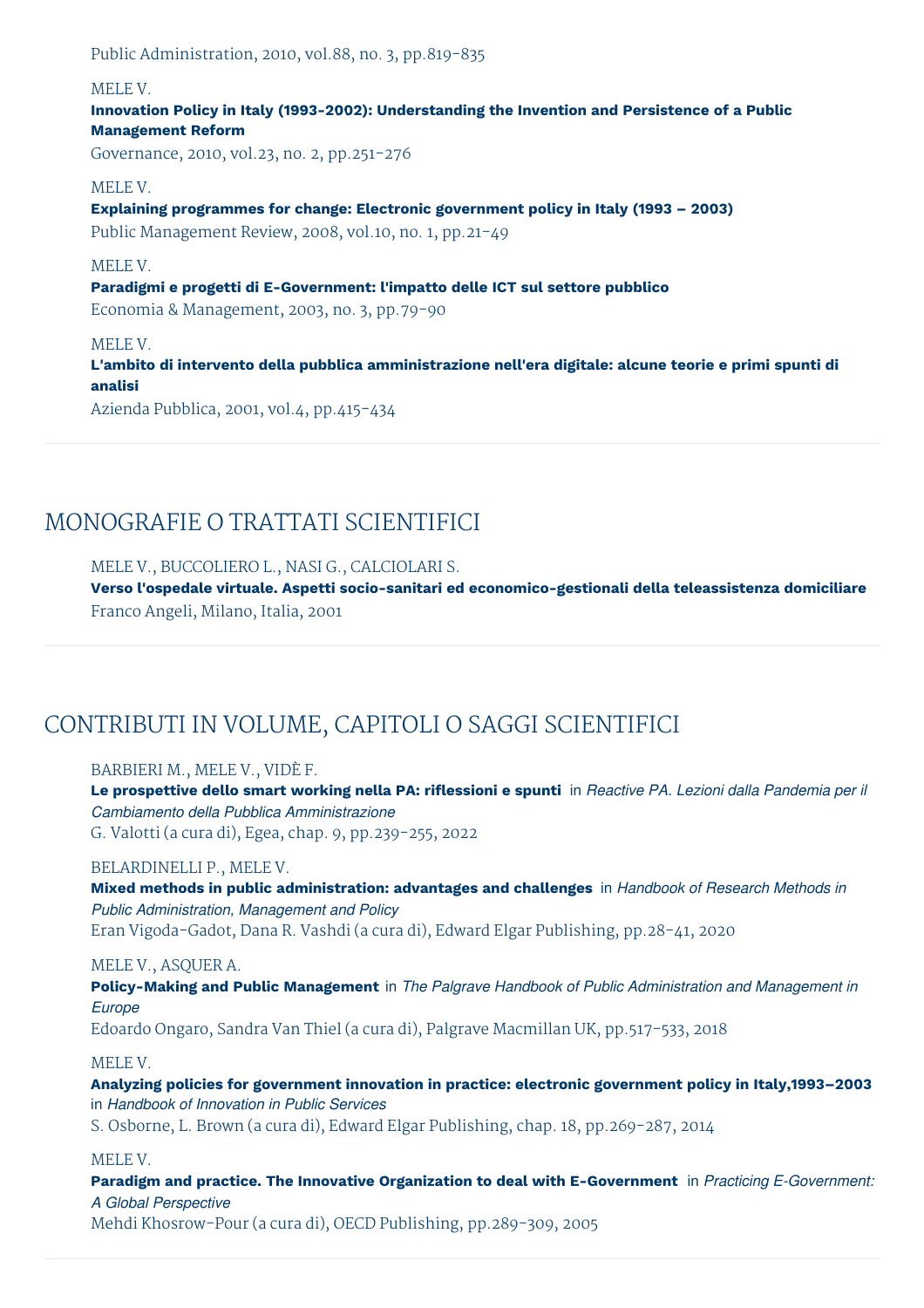Public Administration, 2010, vol.88, no. 3, pp.819-835

MELE V.
**Innovation Policy in Italy (1993-2002): Understanding the Invention and Persistence of a Public Management Reform**
Governance, 2010, vol.23, no. 2, pp.251-276

MELE V.
**Explaining programmes for change: Electronic government policy in Italy (1993 – 2003)**
Public Management Review, 2008, vol.10, no. 1, pp.21-49

MELE V.
**Paradigmi e progetti di E-Government: l'impatto delle ICT sul settore pubblico**
Economia & Management, 2003, no. 3, pp.79-90

MELE V.
**L'ambito di intervento della pubblica amministrazione nell'era digitale: alcune teorie e primi spunti di analisi**
Azienda Pubblica, 2001, vol.4, pp.415-434

## MONOGRAFIE O TRATTATI SCIENTIFICI

MELE V., BUCCOLIERO L., NASI G., CALCIOLARI S.
**Verso l'ospedale virtuale. Aspetti socio-sanitari ed economico-gestionali della teleassistenza domiciliare**
Franco Angeli, Milano, Italia, 2001

## CONTRIBUTI IN VOLUME, CAPITOLI O SAGGI SCIENTIFICI

BARBIERI M., MELE V., VIDÈ F.
**Le prospettive dello smart working nella PA: riflessioni e spunti** in *Reactive PA. Lezioni dalla Pandemia per il Cambiamento della Pubblica Amministrazione*
G. Valotti (a cura di), Egea, chap. 9, pp.239-255, 2022

BELARDINELLI P., MELE V.
**Mixed methods in public administration: advantages and challenges** in *Handbook of Research Methods in Public Administration, Management and Policy*
Eran Vigoda-Gadot, Dana R. Vashdi (a cura di), Edward Elgar Publishing, pp.28-41, 2020

MELE V., ASQUER A.
**Policy-Making and Public Management** in *The Palgrave Handbook of Public Administration and Management in Europe*
Edoardo Ongaro, Sandra Van Thiel (a cura di), Palgrave Macmillan UK, pp.517-533, 2018

MELE V.
**Analyzing policies for government innovation in practice: electronic government policy in Italy,1993–2003** in *Handbook of Innovation in Public Services*
S. Osborne, L. Brown (a cura di), Edward Elgar Publishing, chap. 18, pp.269-287, 2014

MELE V.
**Paradigm and practice. The Innovative Organization to deal with E-Government** in *Practicing E-Government: A Global Perspective*
Mehdi Khosrow-Pour (a cura di), OECD Publishing, pp.289-309, 2005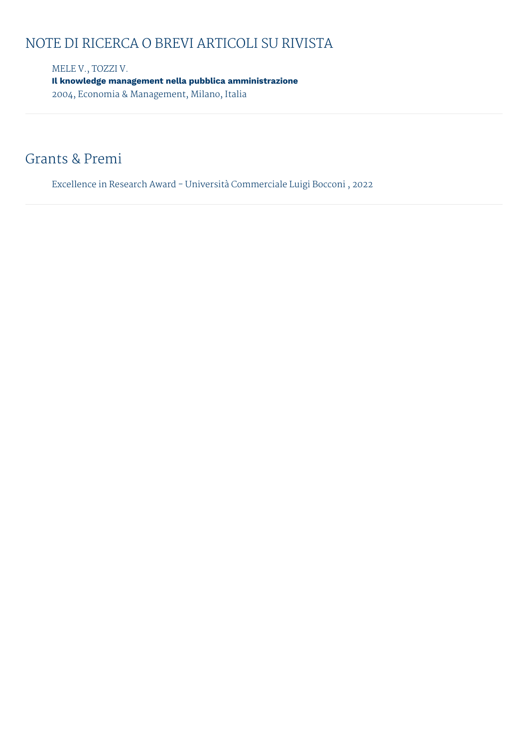## NOTE DI RICERCA O BREVI ARTICOLI SU RIVISTA

MELE V., TOZZI V.
**Il knowledge management nella pubblica amministrazione**
2004, Economia & Management, Milano, Italia

## Grants & Premi

Excellence in Research Award - Università Commerciale Luigi Bocconi , 2022